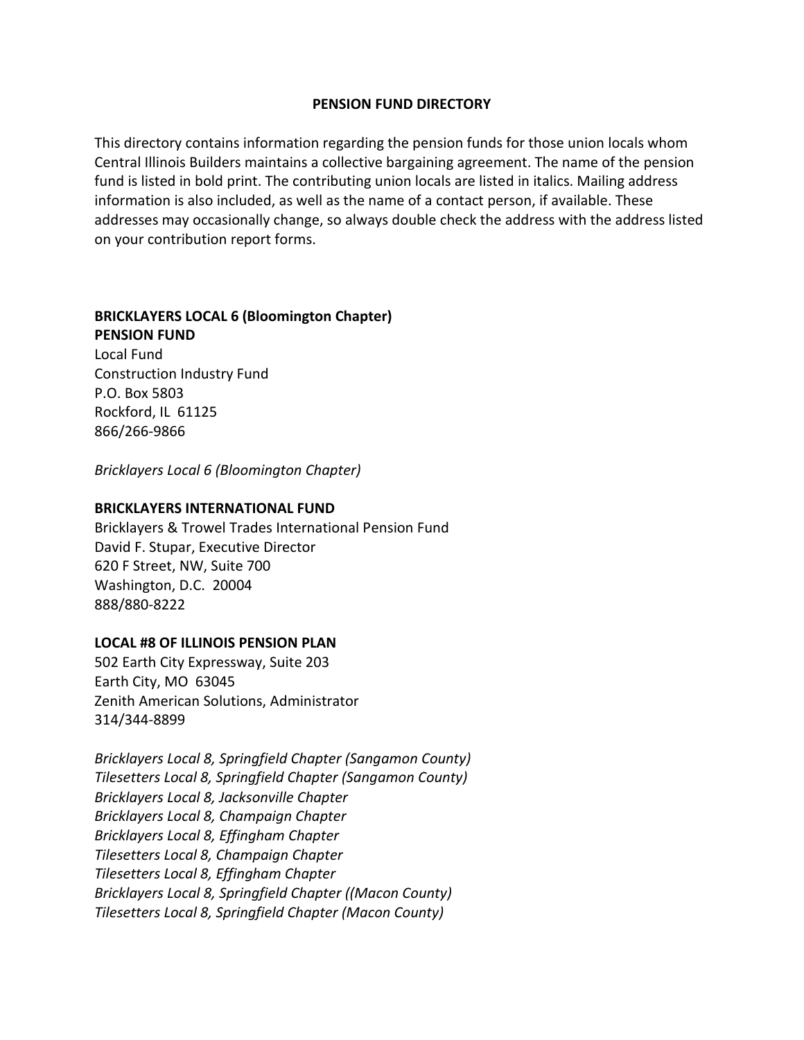# PENSION FUND DIRECTORY

This directory contains information regarding the pension funds for those union locals whom Central Illinois Builders maintains a collective bargaining agreement. The name of the pension fund is listed in bold print. The contributing union locals are listed in italics. Mailing address information is also included, as well as the name of a contact person, if available. These addresses may occasionally change, so always double check the address with the address listed on your contribution report forms.

**BRICKLAYERS LOCAL 6 (Bloomington Chapter)**
**PENSION FUND**
Local Fund
Construction Industry Fund
P.O. Box 5803
Rockford, IL 61125
866/266-9866

*Bricklayers Local 6 (Bloomington Chapter)*

**BRICKLAYERS INTERNATIONAL FUND**
Bricklayers & Trowel Trades International Pension Fund
David F. Stupar, Executive Director
620 F Street, NW, Suite 700
Washington, D.C. 20004
888/880-8222

**LOCAL #8 OF ILLINOIS PENSION PLAN**
502 Earth City Expressway, Suite 203
Earth City, MO 63045
Zenith American Solutions, Administrator
314/344-8899

*Bricklayers Local 8, Springfield Chapter (Sangamon County)*
*Tilesetters Local 8, Springfield Chapter (Sangamon County)*
*Bricklayers Local 8, Jacksonville Chapter*
*Bricklayers Local 8, Champaign Chapter*
*Bricklayers Local 8, Effingham Chapter*
*Tilesetters Local 8, Champaign Chapter*
*Tilesetters Local 8, Effingham Chapter*
*Bricklayers Local 8, Springfield Chapter ((Macon County)*
*Tilesetters Local 8, Springfield Chapter (Macon County)*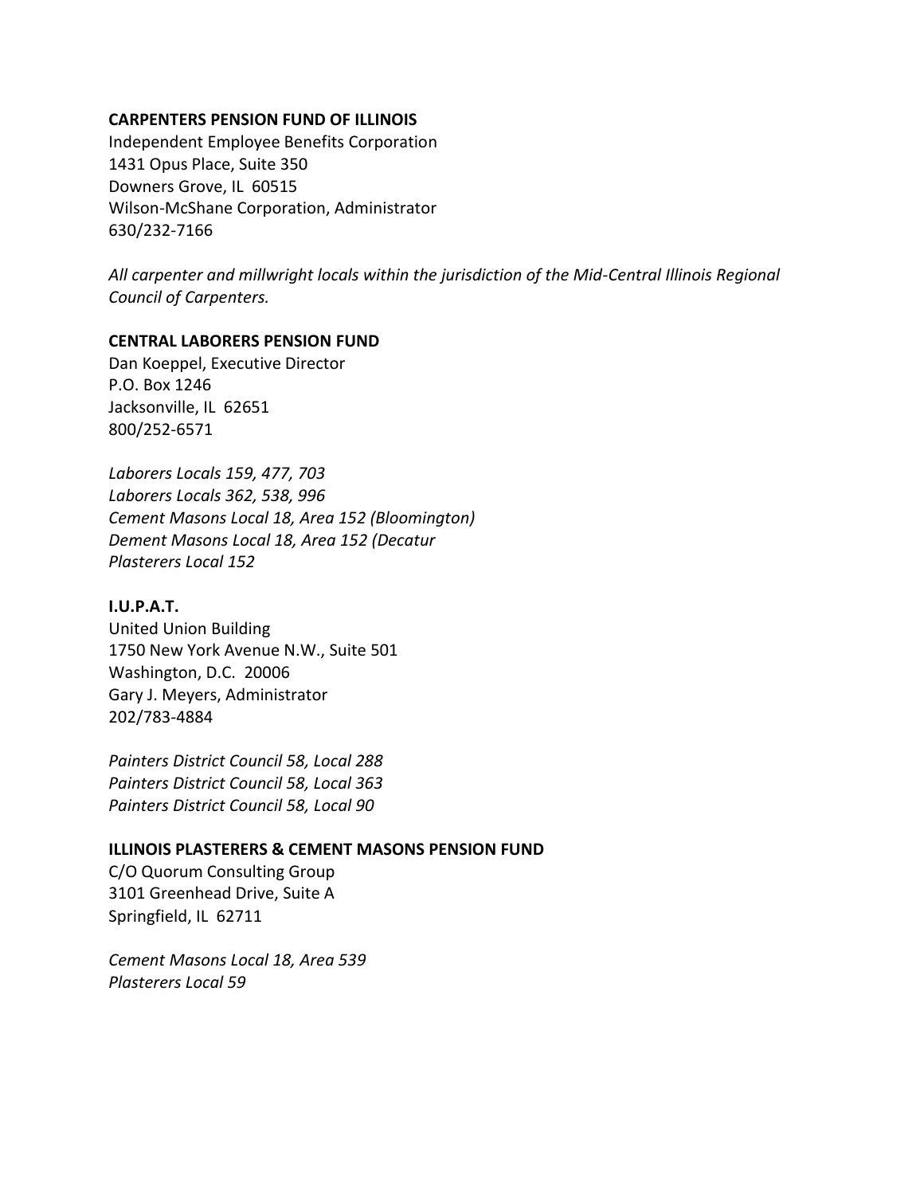**CARPENTERS PENSION FUND OF ILLINOIS**
Independent Employee Benefits Corporation
1431 Opus Place, Suite 350
Downers Grove, IL 60515
Wilson-McShane Corporation, Administrator
630/232-7166

*All carpenter and millwright locals within the jurisdiction of the Mid-Central Illinois Regional Council of Carpenters.*

**CENTRAL LABORERS PENSION FUND**
Dan Koeppel, Executive Director
P.O. Box 1246
Jacksonville, IL 62651
800/252-6571

*Laborers Locals 159, 477, 703*
*Laborers Locals 362, 538, 996*
*Cement Masons Local 18, Area 152 (Bloomington)*
*Dement Masons Local 18, Area 152 (Decatur*
*Plasterers Local 152*

**I.U.P.A.T.**
United Union Building
1750 New York Avenue N.W., Suite 501
Washington, D.C. 20006
Gary J. Meyers, Administrator
202/783-4884

*Painters District Council 58, Local 288*
*Painters District Council 58, Local 363*
*Painters District Council 58, Local 90*

**ILLINOIS PLASTERERS & CEMENT MASONS PENSION FUND**
C/O Quorum Consulting Group
3101 Greenhead Drive, Suite A
Springfield, IL 62711

*Cement Masons Local 18, Area 539*
*Plasterers Local 59*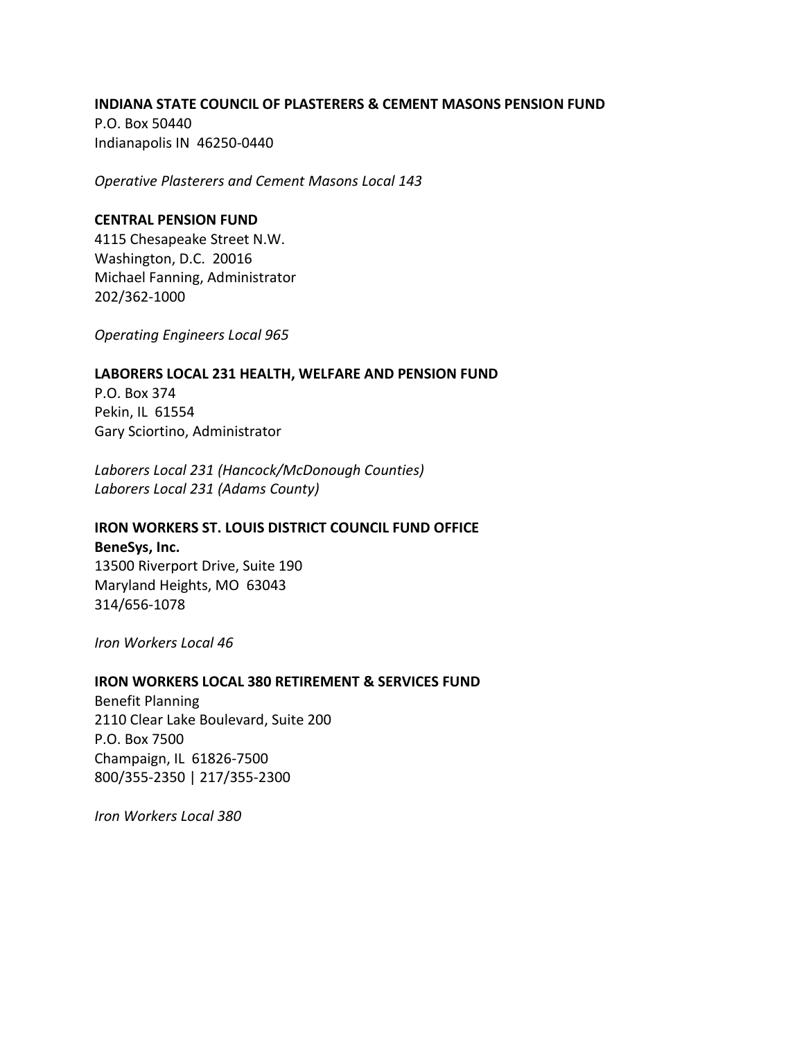**INDIANA STATE COUNCIL OF PLASTERERS & CEMENT MASONS PENSION FUND**
P.O. Box 50440
Indianapolis IN  46250-0440

*Operative Plasterers and Cement Masons Local 143*

**CENTRAL PENSION FUND**
4115 Chesapeake Street N.W.
Washington, D.C.  20016
Michael Fanning, Administrator
202/362-1000

*Operating Engineers Local 965*

**LABORERS LOCAL 231 HEALTH, WELFARE AND PENSION FUND**
P.O. Box 374
Pekin, IL  61554
Gary Sciortino, Administrator

*Laborers Local 231 (Hancock/McDonough Counties)*
*Laborers Local 231 (Adams County)*

**IRON WORKERS ST. LOUIS DISTRICT COUNCIL FUND OFFICE**
**BeneSys, Inc.**
13500 Riverport Drive, Suite 190
Maryland Heights, MO  63043
314/656-1078

*Iron Workers Local 46*

**IRON WORKERS LOCAL 380 RETIREMENT & SERVICES FUND**
Benefit Planning
2110 Clear Lake Boulevard, Suite 200
P.O. Box 7500
Champaign, IL  61826-7500
800/355-2350 | 217/355-2300

*Iron Workers Local 380*